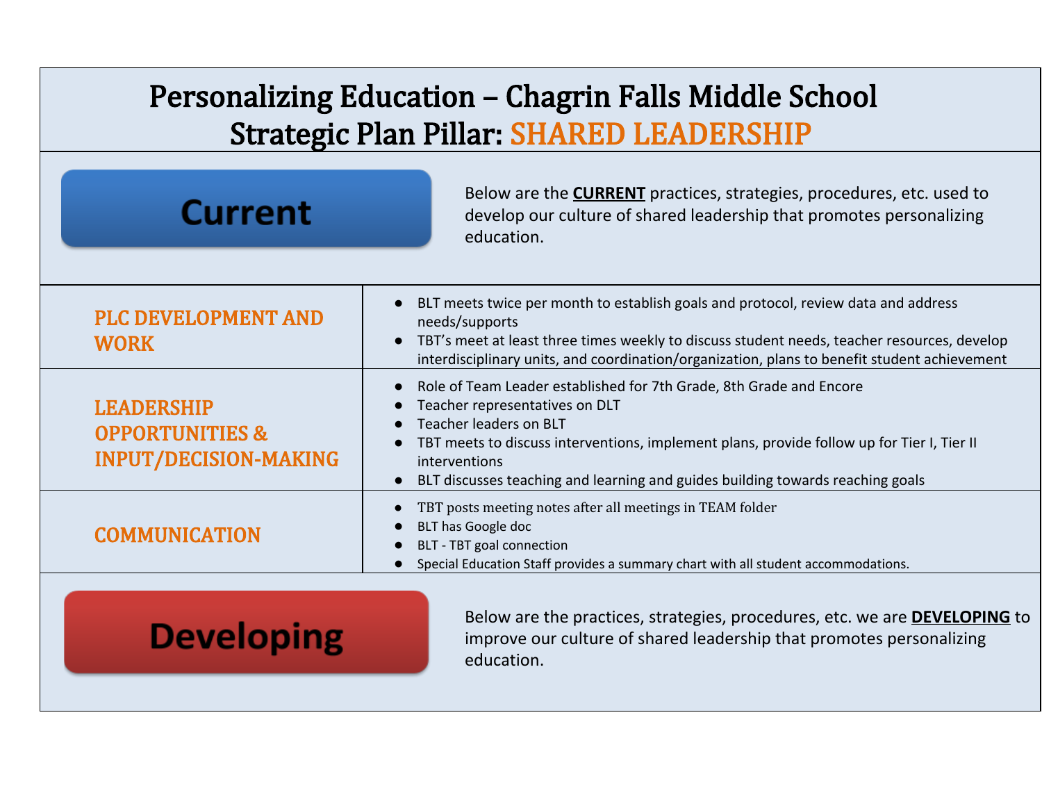# Personalizing Education – Chagrin Falls Middle School
## Strategic Plan Pillar: SHARED LEADERSHIP

### Current

Below are the **CURRENT** practices, strategies, procedures, etc. used to develop our culture of shared leadership that promotes personalizing education.

| | |
|---|---|
| PLC DEVELOPMENT AND WORK | ● BLT meets twice per month to establish goals and protocol, review data and address needs/supports<br>● TBT's meet at least three times weekly to discuss student needs, teacher resources, develop interdisciplinary units, and coordination/organization, plans to benefit student achievement |
| LEADERSHIP OPPORTUNITIES & INPUT/DECISION-MAKING | ● Role of Team Leader established for 7th Grade, 8th Grade and Encore<br>● Teacher representatives on DLT<br>● Teacher leaders on BLT<br>● TBT meets to discuss interventions, implement plans, provide follow up for Tier I, Tier II interventions<br>● BLT discusses teaching and learning and guides building towards reaching goals |
| COMMUNICATION | ● TBT posts meeting notes after all meetings in TEAM folder<br>● BLT has Google doc<br>● BLT - TBT goal connection<br>● Special Education Staff provides a summary chart with all student accommodations. |

### Developing

Below are the practices, strategies, procedures, etc. we are **DEVELOPING** to improve our culture of shared leadership that promotes personalizing education.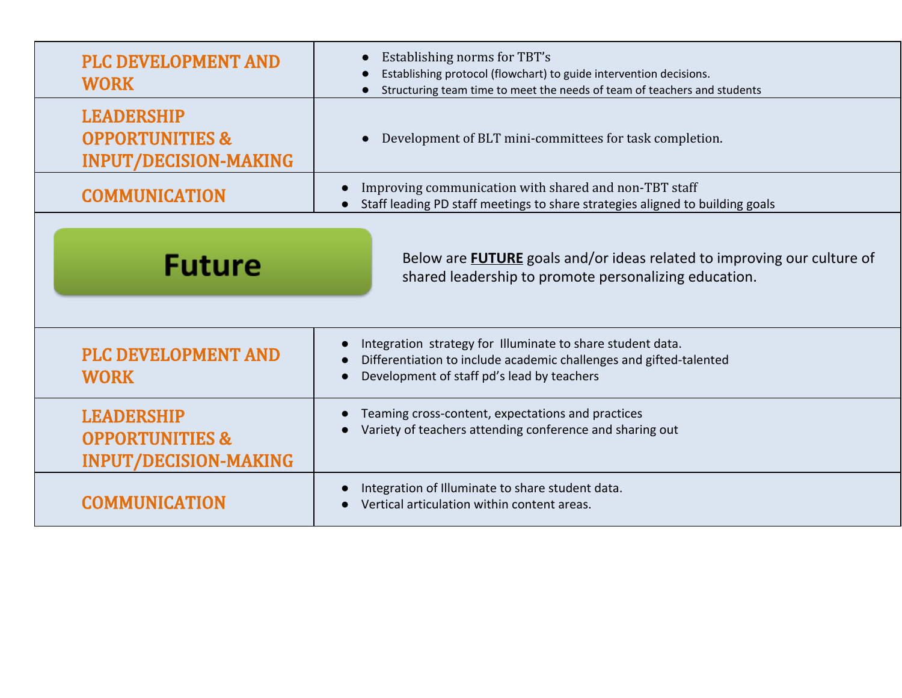| | |
|---|---|
| **PLC DEVELOPMENT AND WORK** | ● Establishing norms for TBT's<br>● Establishing protocol (flowchart) to guide intervention decisions.<br>● Structuring team time to meet the needs of team of teachers and students |
| **LEADERSHIP OPPORTUNITIES & INPUT/DECISION-MAKING** | ● Development of BLT mini-committees for task completion. |
| **COMMUNICATION** | ● Improving communication with shared and non-TBT staff<br>● Staff leading PD staff meetings to share strategies aligned to building goals |
| **Future** | Below are **FUTURE** goals and/or ideas related to improving our culture of shared leadership to promote personalizing education. |
| **PLC DEVELOPMENT AND WORK** | ● Integration strategy for Illuminate to share student data.<br>● Differentiation to include academic challenges and gifted-talented<br>● Development of staff pd's lead by teachers |
| **LEADERSHIP OPPORTUNITIES & INPUT/DECISION-MAKING** | ● Teaming cross-content, expectations and practices<br>● Variety of teachers attending conference and sharing out |
| **COMMUNICATION** | ● Integration of Illuminate to share student data.<br>● Vertical articulation within content areas. |